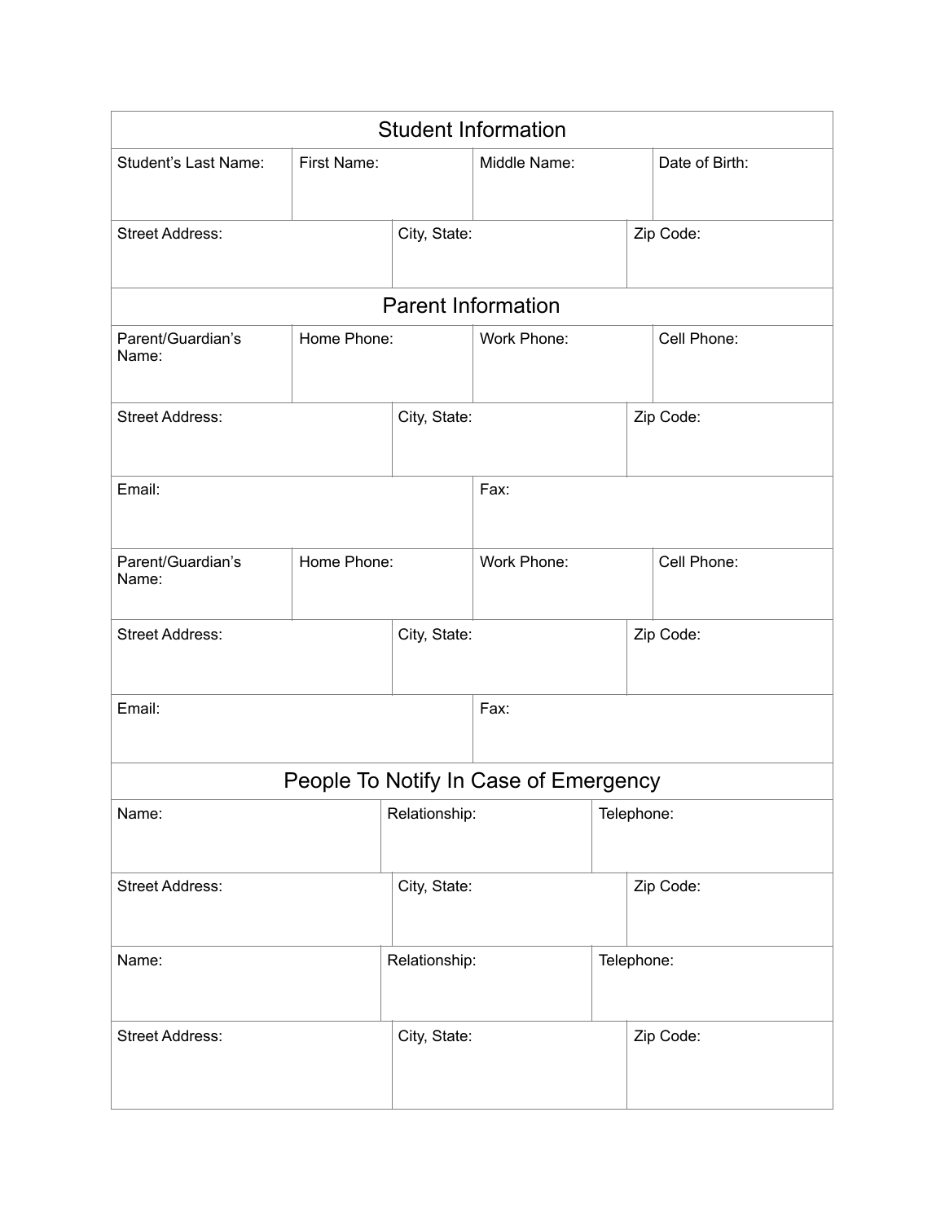## Student Information

| Student's Last Name: | First Name: | Middle Name: | Date of Birth: |
|---|---|---|---|
| | | | |

| Street Address: | City, State: | Zip Code: |
|---|---|---|
| | | |

## Parent Information

| Parent/Guardian's Name: | Home Phone: | Work Phone: | Cell Phone: |
|---|---|---|---|
| | | | |

| Street Address: | City, State: | Zip Code: |
|---|---|---|
| | | |

| Email: | Fax: |
|---|---|
| | |

| Parent/Guardian's Name: | Home Phone: | Work Phone: | Cell Phone: |
|---|---|---|---|
| | | | |

| Street Address: | City, State: | Zip Code: |
|---|---|---|
| | | |

| Email: | Fax: |
|---|---|
| | |

## People To Notify In Case of Emergency

| Name: | Relationship: | Telephone: |
|---|---|---|
| | | |

| Street Address: | City, State: | Zip Code: |
|---|---|---|
| | | |

| Name: | Relationship: | Telephone: |
|---|---|---|
| | | |

| Street Address: | City, State: | Zip Code: |
|---|---|---|
| | | |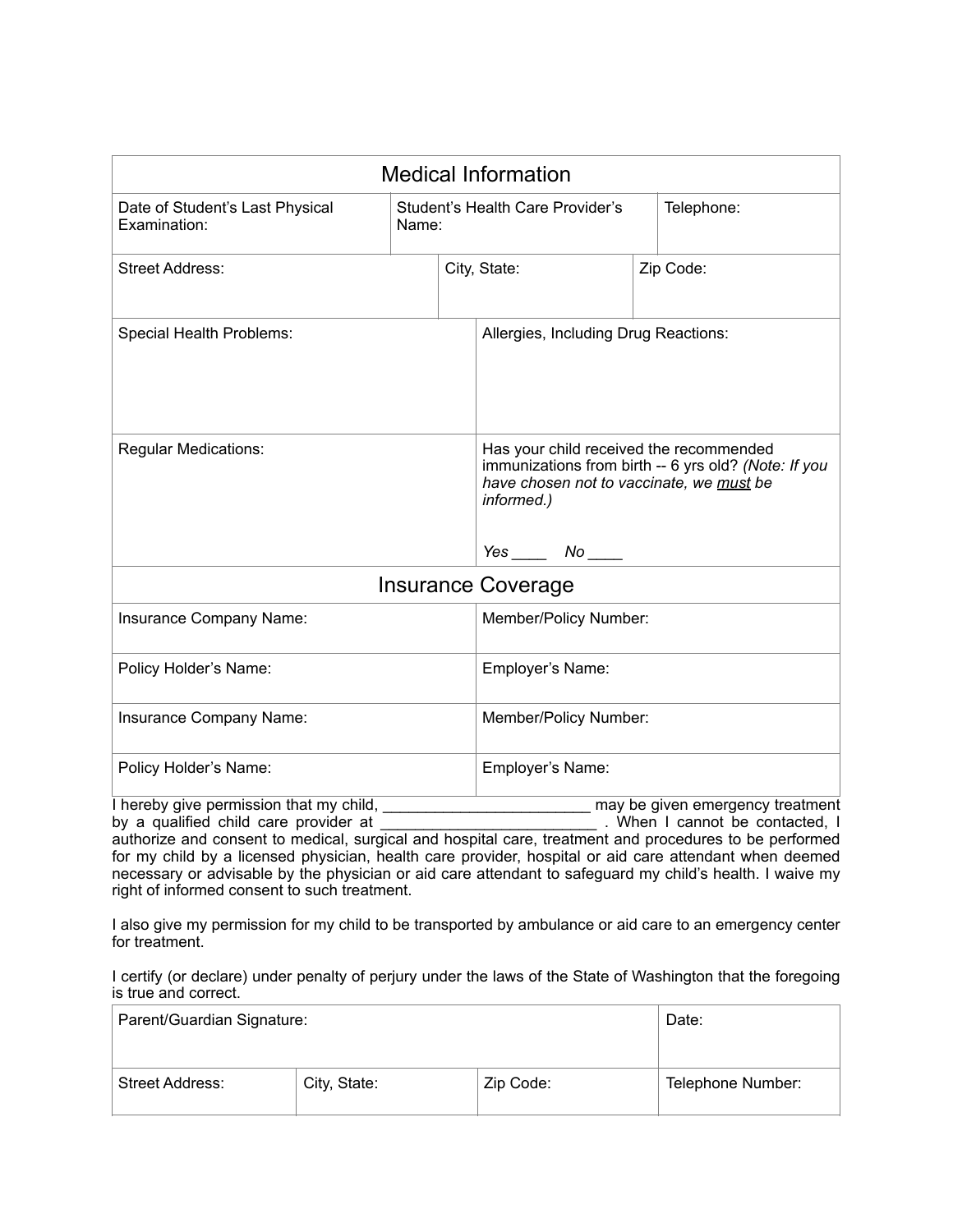## Medical Information

| Date of Student's Last Physical Examination: | Student's Health Care Provider's Name: | Telephone: |
|---|---|---|

| Street Address: | City, State: | Zip Code: |
|---|---|---|

| Special Health Problems: | Allergies, Including Drug Reactions: |
|---|---|
| Regular Medications: | Has your child received the recommended immunizations from birth -- 6 yrs old? *(Note: If you have chosen not to vaccinate, we <u>must</u> be informed.)*<br><br>*Yes* ____ *No* ____ |

## Insurance Coverage

| Insurance Company Name: | Member/Policy Number: |
|---|---|
| Policy Holder's Name: | Employer's Name: |
| Insurance Company Name: | Member/Policy Number: |
| Policy Holder's Name: | Employer's Name: |

I hereby give permission that my child, ________________________ may be given emergency treatment by a qualified child care provider at _________________________ . When I cannot be contacted, I authorize and consent to medical, surgical and hospital care, treatment and procedures to be performed for my child by a licensed physician, health care provider, hospital or aid care attendant when deemed necessary or advisable by the physician or aid care attendant to safeguard my child's health. I waive my right of informed consent to such treatment.

I also give my permission for my child to be transported by ambulance or aid care to an emergency center for treatment.

I certify (or declare) under penalty of perjury under the laws of the State of Washington that the foregoing is true and correct.

| Parent/Guardian Signature: | | | Date: |
|---|---|---|---|
| Street Address: | City, State: | Zip Code: | Telephone Number: |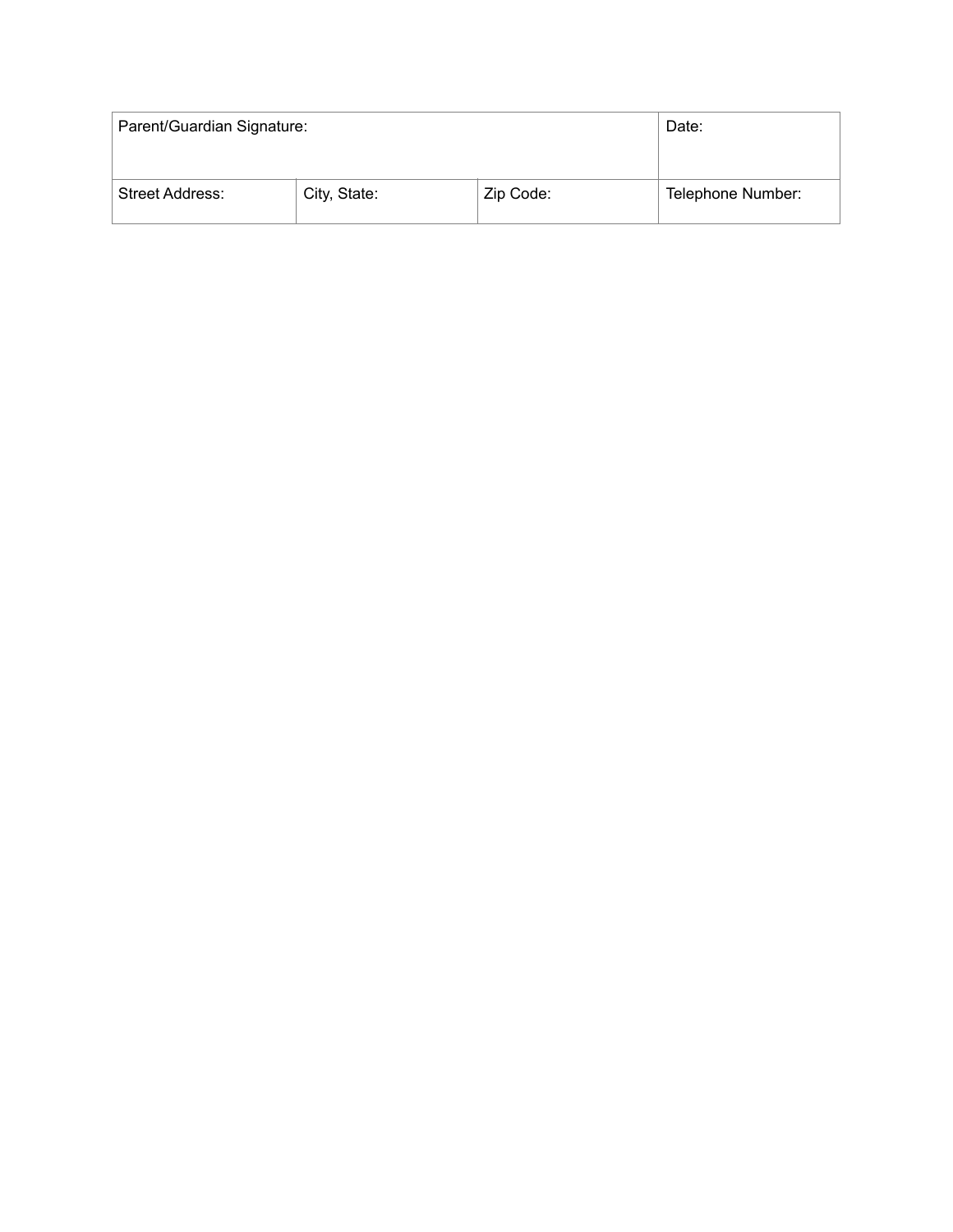| | | | |
|---|---|---|---|
| Parent/Guardian Signature: | | | Date: |
| Street Address: | City, State: | Zip Code: | Telephone Number: |